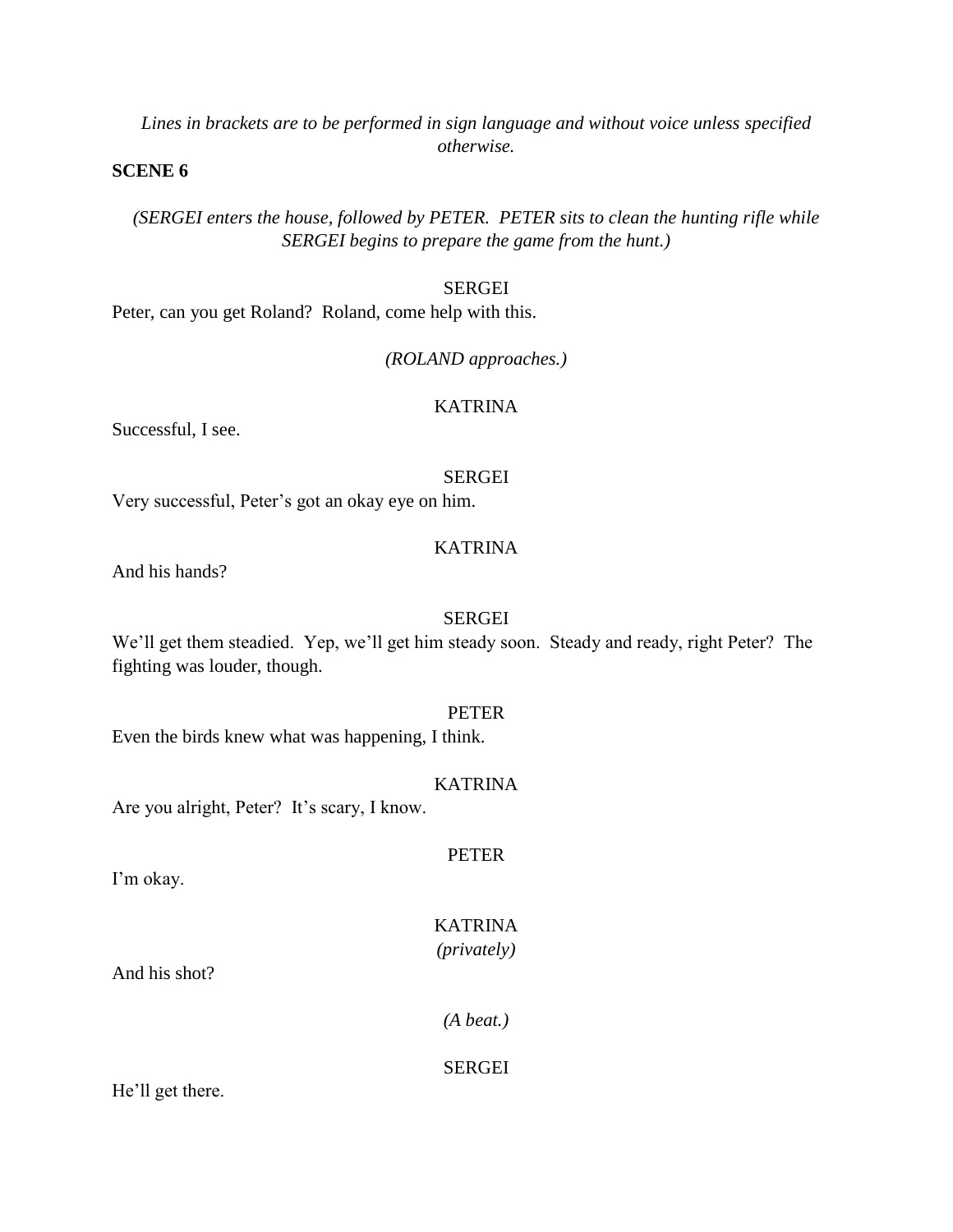*Lines in brackets are to be performed in sign language and without voice unless specified otherwise.*

**SCENE 6**

*(SERGEI enters the house, followed by PETER. PETER sits to clean the hunting rifle while SERGEI begins to prepare the game from the hunt.)*

SERGEI

Peter, can you get Roland? Roland, come help with this.

*(ROLAND approaches.)*

KATRINA

Successful, I see.

SERGEI

Very successful, Peter's got an okay eye on him.

KATRINA

And his hands?

SERGEI

We'll get them steadied. Yep, we'll get him steady soon. Steady and ready, right Peter? The fighting was louder, though.

PETER

Even the birds knew what was happening, I think.

KATRINA

Are you alright, Peter? It's scary, I know.

PETER

I'm okay.

KATRINA
*(privately)*

And his shot?

*(A beat.)*

SERGEI

He'll get there.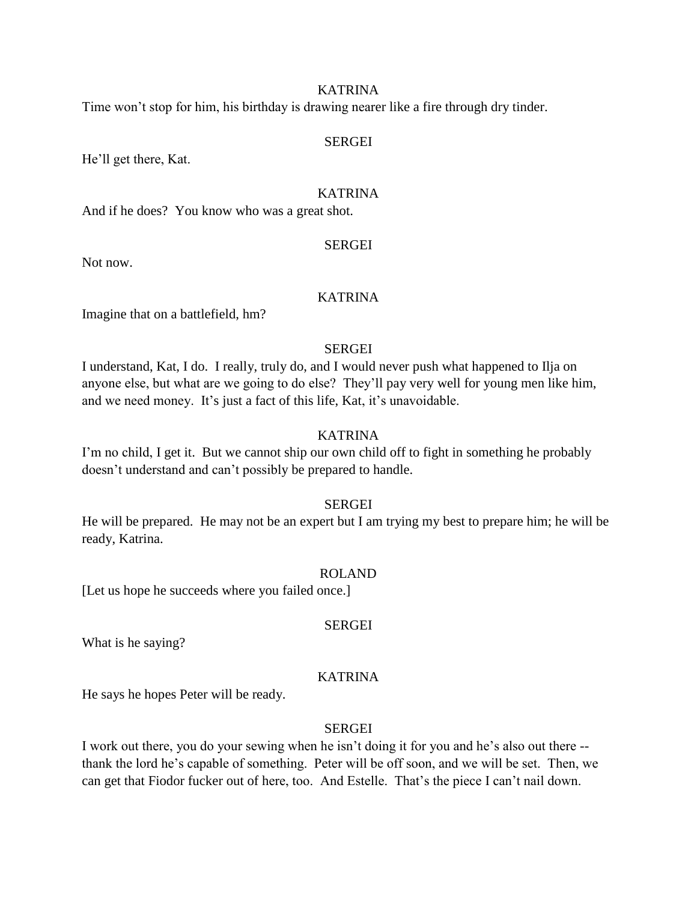KATRINA

Time won't stop for him, his birthday is drawing nearer like a fire through dry tinder.

SERGEI

He'll get there, Kat.

KATRINA

And if he does? You know who was a great shot.

SERGEI

Not now.

KATRINA

Imagine that on a battlefield, hm?

SERGEI

I understand, Kat, I do. I really, truly do, and I would never push what happened to Ilja on anyone else, but what are we going to do else? They'll pay very well for young men like him, and we need money. It's just a fact of this life, Kat, it's unavoidable.

KATRINA

I'm no child, I get it. But we cannot ship our own child off to fight in something he probably doesn't understand and can't possibly be prepared to handle.

SERGEI

He will be prepared. He may not be an expert but I am trying my best to prepare him; he will be ready, Katrina.

ROLAND

[Let us hope he succeeds where you failed once.]

SERGEI

What is he saying?

KATRINA

He says he hopes Peter will be ready.

SERGEI

I work out there, you do your sewing when he isn't doing it for you and he's also out there -- thank the lord he's capable of something. Peter will be off soon, and we will be set. Then, we can get that Fiodor fucker out of here, too. And Estelle. That's the piece I can't nail down.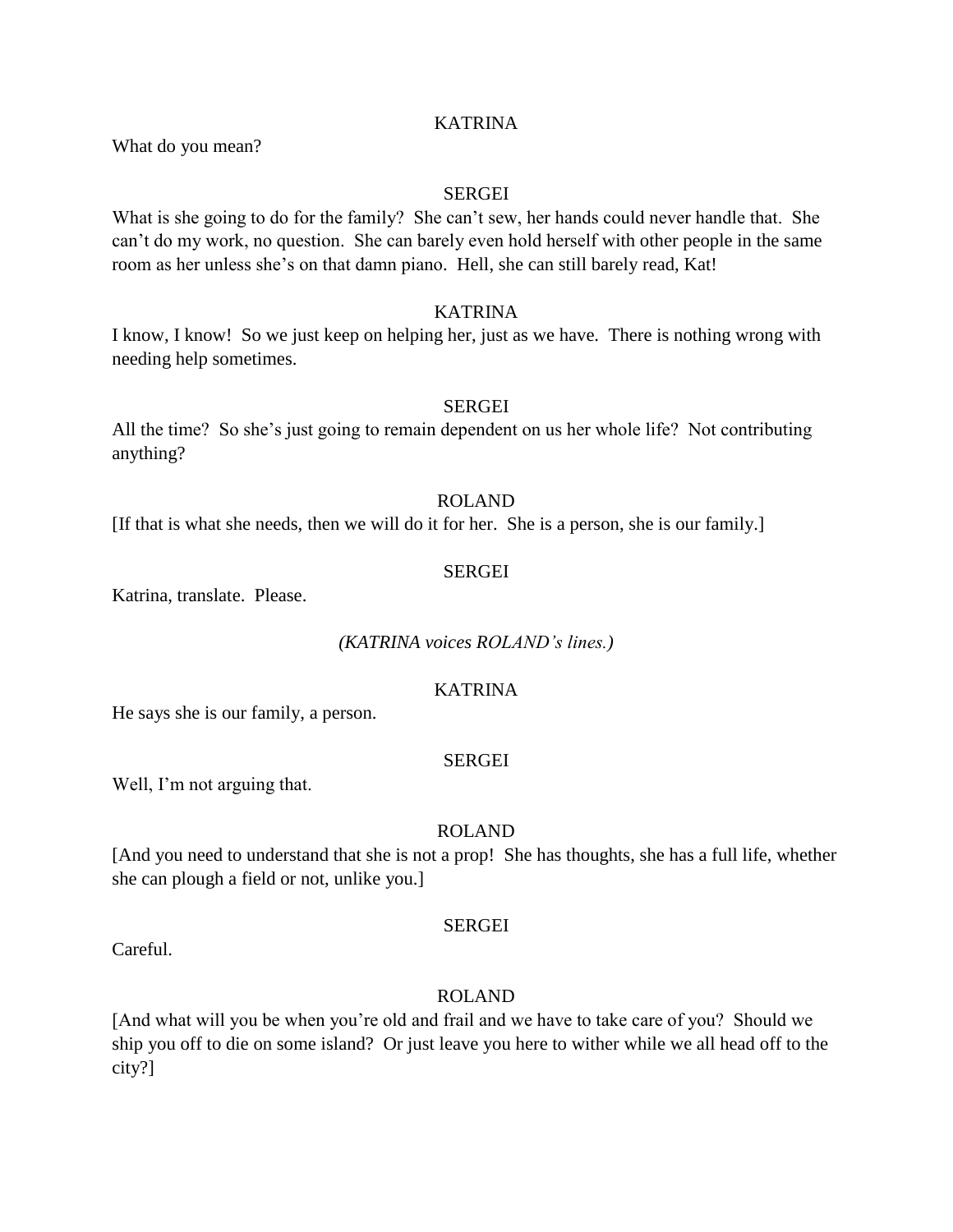KATRINA

What do you mean?

SERGEI

What is she going to do for the family? She can't sew, her hands could never handle that. She can't do my work, no question. She can barely even hold herself with other people in the same room as her unless she's on that damn piano. Hell, she can still barely read, Kat!

KATRINA

I know, I know! So we just keep on helping her, just as we have. There is nothing wrong with needing help sometimes.

SERGEI

All the time? So she's just going to remain dependent on us her whole life? Not contributing anything?

ROLAND

[If that is what she needs, then we will do it for her. She is a person, she is our family.]

SERGEI

Katrina, translate. Please.

*(KATRINA voices ROLAND's lines.)*

KATRINA

He says she is our family, a person.

SERGEI

Well, I'm not arguing that.

ROLAND

[And you need to understand that she is not a prop! She has thoughts, she has a full life, whether she can plough a field or not, unlike you.]

SERGEI

Careful.

ROLAND

[And what will you be when you're old and frail and we have to take care of you? Should we ship you off to die on some island? Or just leave you here to wither while we all head off to the city?]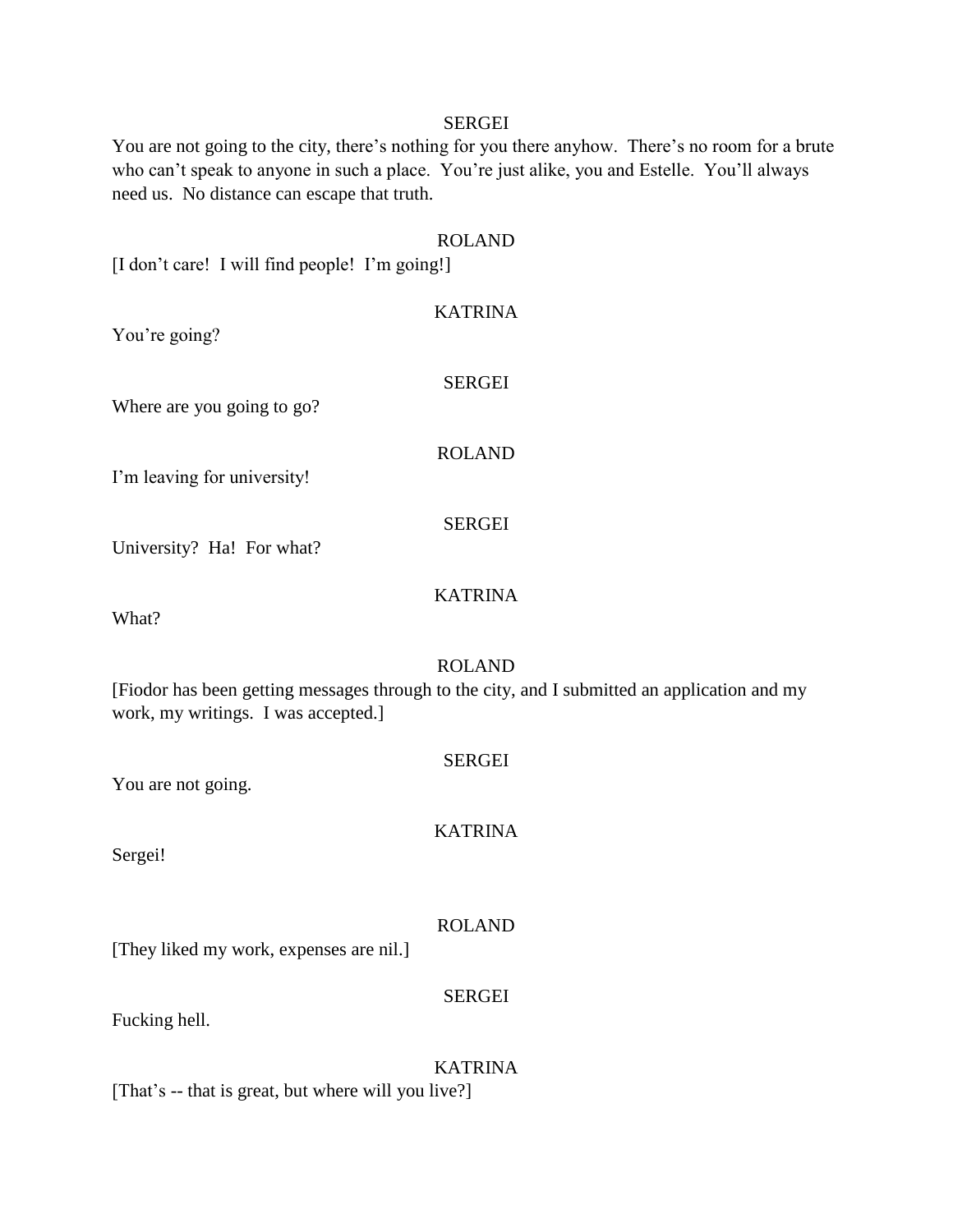SERGEI

You are not going to the city, there's nothing for you there anyhow. There's no room for a brute who can't speak to anyone in such a place. You're just alike, you and Estelle. You'll always need us. No distance can escape that truth.

ROLAND

[I don't care! I will find people! I'm going!]

KATRINA

You're going?

SERGEI

Where are you going to go?

ROLAND

I'm leaving for university!

SERGEI

University? Ha! For what?

KATRINA

What?

ROLAND

[Fiodor has been getting messages through to the city, and I submitted an application and my work, my writings. I was accepted.]

SERGEI

You are not going.

KATRINA

Sergei!

ROLAND

[They liked my work, expenses are nil.]

SERGEI

Fucking hell.

KATRINA

[That's -- that is great, but where will you live?]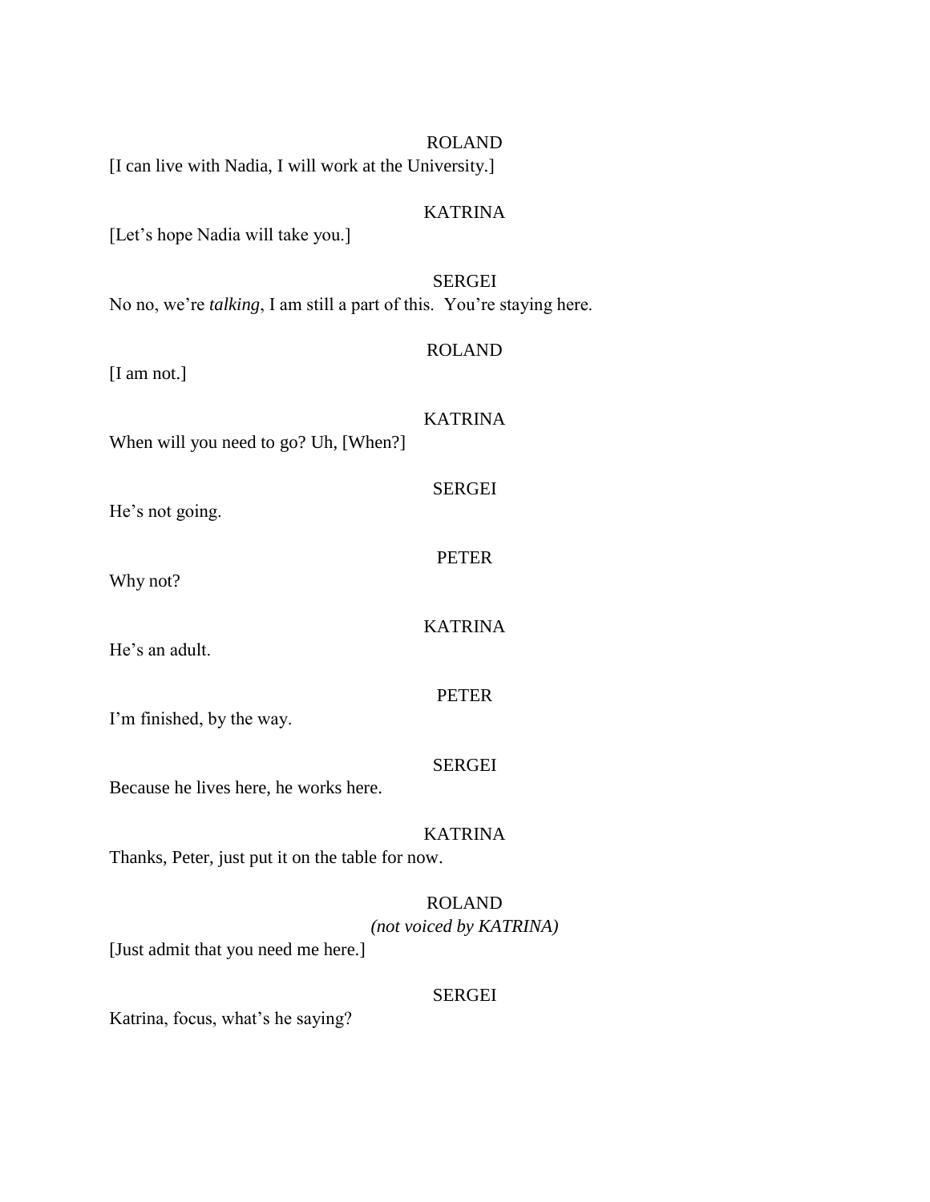ROLAND

[I can live with Nadia, I will work at the University.]

KATRINA

[Let's hope Nadia will take you.]

SERGEI

No no, we're *talking*, I am still a part of this. You're staying here.

ROLAND

[I am not.]

KATRINA

When will you need to go? Uh, [When?]

SERGEI

He's not going.

PETER

Why not?

KATRINA

He's an adult.

PETER

I'm finished, by the way.

SERGEI

Because he lives here, he works here.

KATRINA

Thanks, Peter, just put it on the table for now.

ROLAND

*(not voiced by KATRINA)*

[Just admit that you need me here.]

SERGEI

Katrina, focus, what's he saying?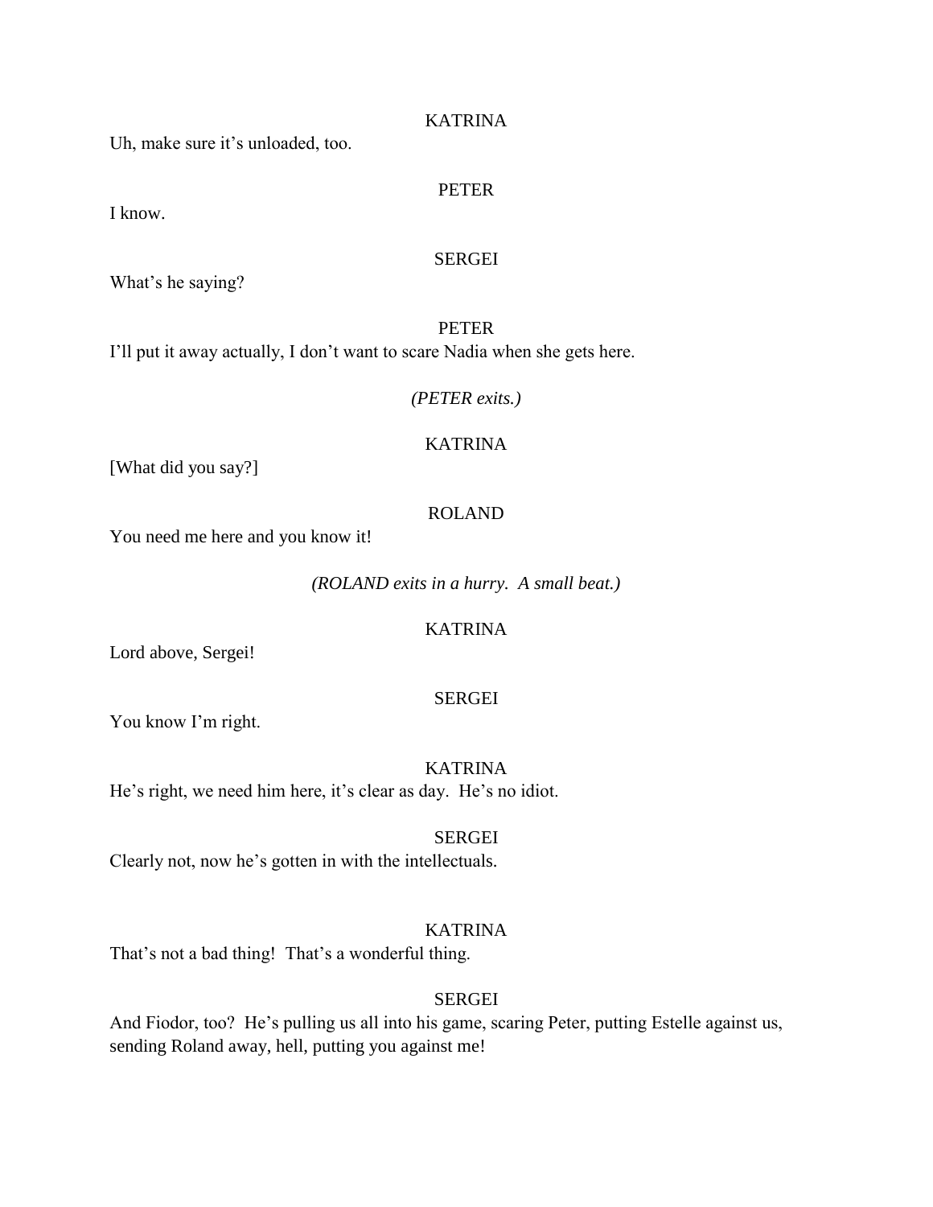KATRINA

Uh, make sure it's unloaded, too.

PETER

I know.

SERGEI

What's he saying?

PETER

I'll put it away actually, I don't want to scare Nadia when she gets here.

*(PETER exits.)*

KATRINA

[What did you say?]

ROLAND

You need me here and you know it!

*(ROLAND exits in a hurry. A small beat.)*

KATRINA

Lord above, Sergei!

SERGEI

You know I'm right.

KATRINA

He's right, we need him here, it's clear as day. He's no idiot.

SERGEI

Clearly not, now he's gotten in with the intellectuals.

KATRINA

That's not a bad thing! That's a wonderful thing.

SERGEI

And Fiodor, too? He's pulling us all into his game, scaring Peter, putting Estelle against us, sending Roland away, hell, putting you against me!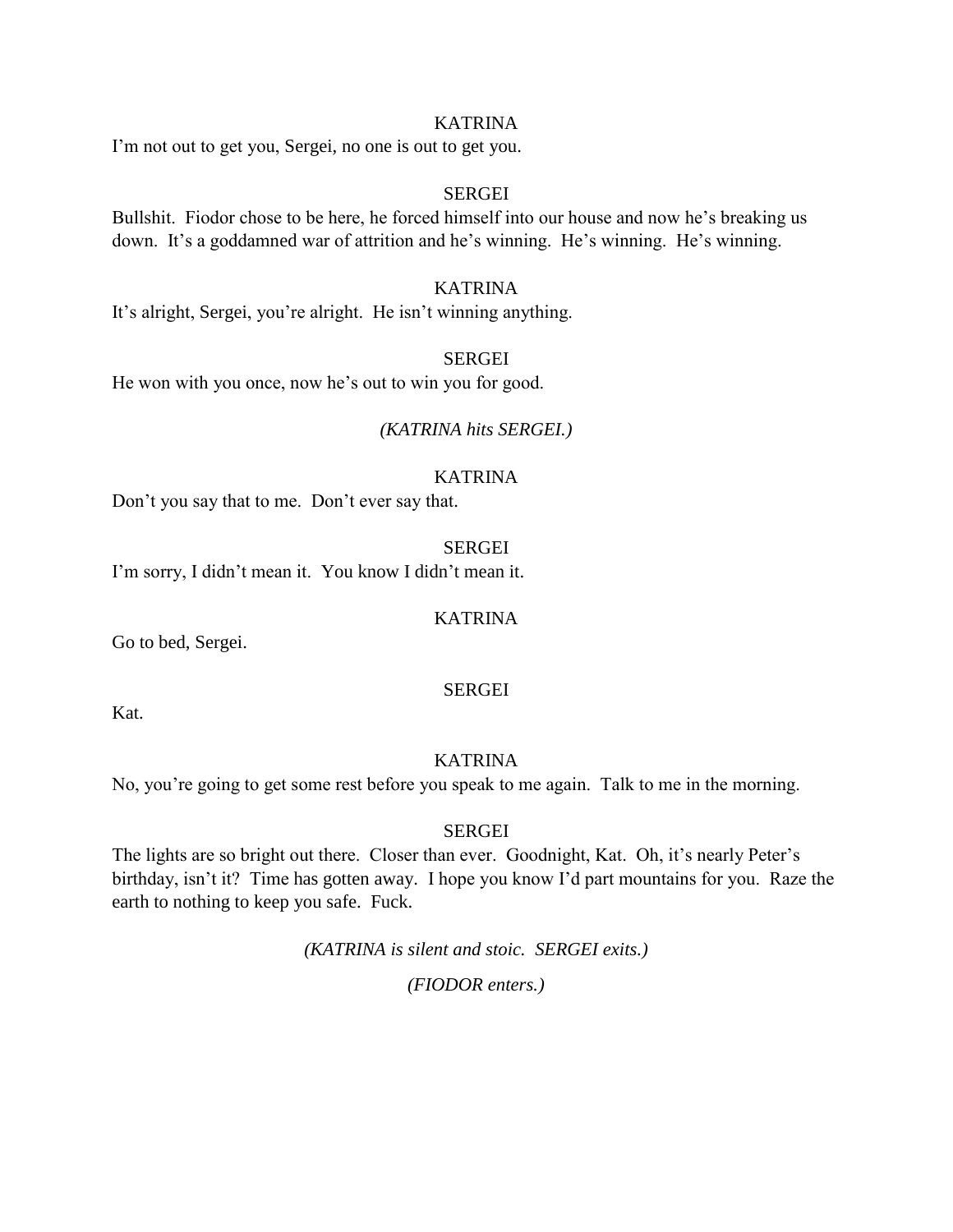KATRINA

I'm not out to get you, Sergei, no one is out to get you.

SERGEI

Bullshit. Fiodor chose to be here, he forced himself into our house and now he's breaking us down. It's a goddamned war of attrition and he's winning. He's winning. He's winning.

KATRINA

It's alright, Sergei, you're alright. He isn't winning anything.

SERGEI

He won with you once, now he's out to win you for good.

*(KATRINA hits SERGEI.)*

KATRINA

Don't you say that to me. Don't ever say that.

SERGEI

I'm sorry, I didn't mean it. You know I didn't mean it.

KATRINA

Go to bed, Sergei.

SERGEI

Kat.

KATRINA

No, you're going to get some rest before you speak to me again. Talk to me in the morning.

SERGEI

The lights are so bright out there. Closer than ever. Goodnight, Kat. Oh, it's nearly Peter's birthday, isn't it? Time has gotten away. I hope you know I'd part mountains for you. Raze the earth to nothing to keep you safe. Fuck.

*(KATRINA is silent and stoic. SERGEI exits.)*

*(FIODOR enters.)*